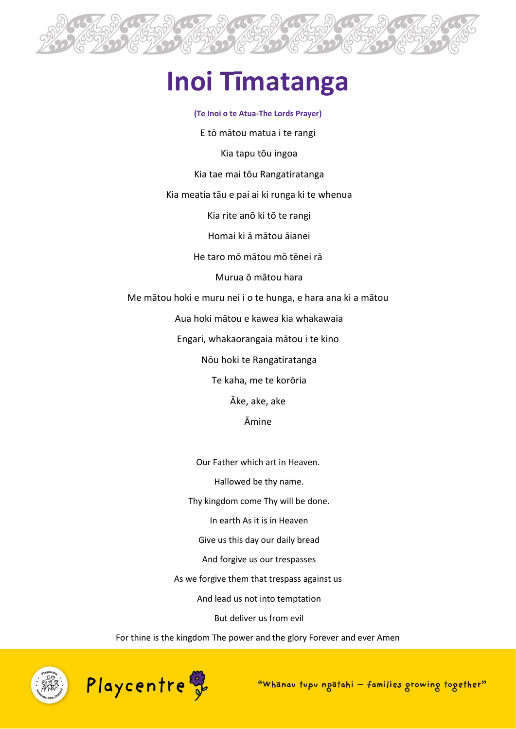# Inoi Tīmatanga

**(Te Inoi o te Atua-The Lords Prayer)**

E tō mātou matua i te rangi

Kia tapu tōu ingoa

Kia tae mai tōu Rangatiratanga

Kia meatia tāu e pai ai ki runga ki te whenua

Kia rite anō ki tō te rangi

Homai ki ā mātou āianei

He taro mō mātou mō tēnei rā

Murua ō mātou hara

Me mātou hoki e muru nei i o te hunga, e hara ana ki a mātou

Aua hoki mātou e kawea kia whakawaia

Engari, whakaorangaia mātou i te kino

Nōu hoki te Rangatiratanga

Te kaha, me te korōria

Āke, ake, ake

Āmine

Our Father which art in Heaven.

Hallowed be thy name.

Thy kingdom come Thy will be done.

In earth As it is in Heaven

Give us this day our daily bread

And forgive us our trespasses

As we forgive them that trespass against us

And lead us not into temptation

But deliver us from evil

For thine is the kingdom The power and the glory Forever and ever Amen

Playcentre

"Whānau tupu ngātahi – families growing together"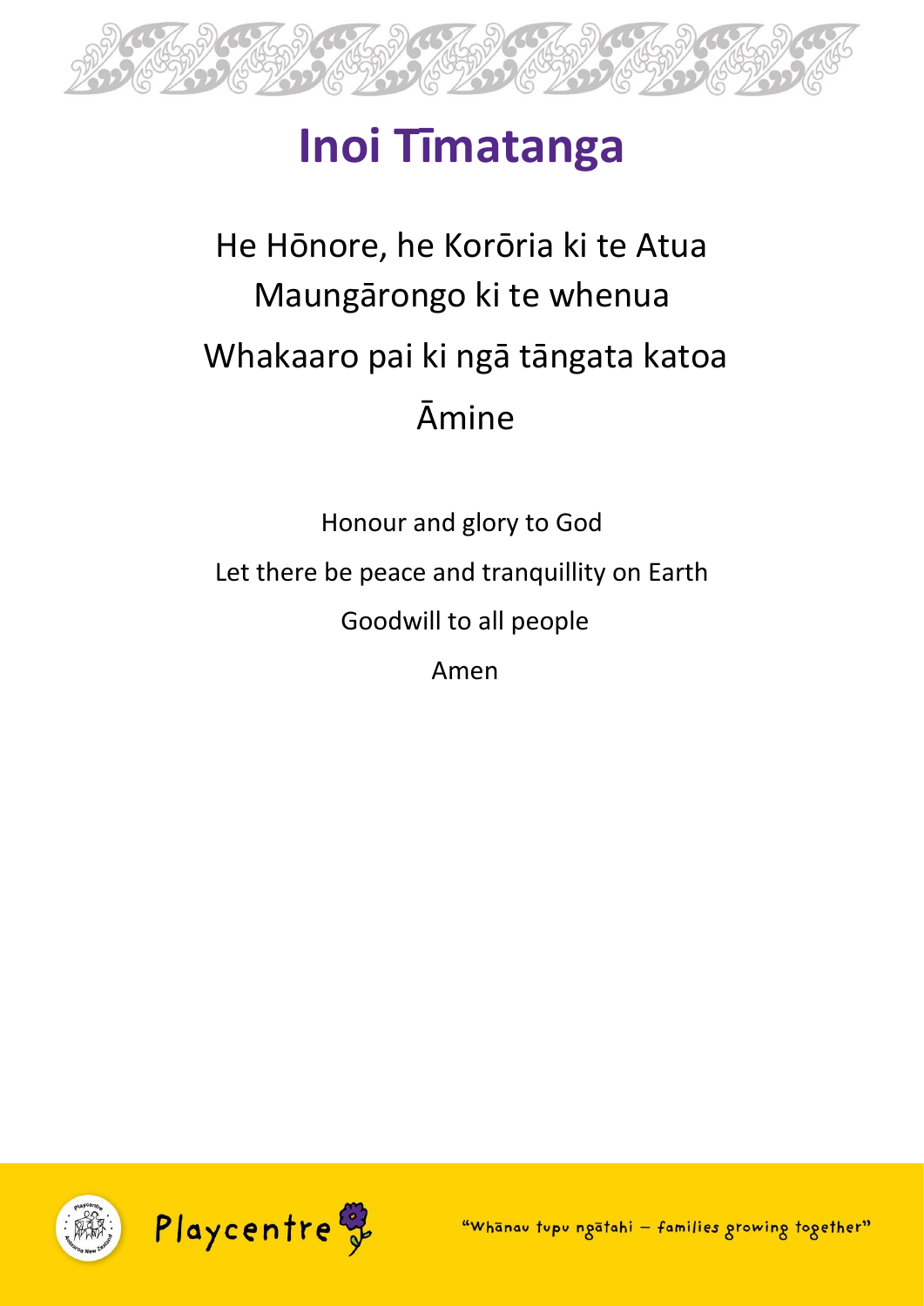# Inoi Tīmatanga

He Hōnore, he Korōria ki te Atua

Maungārongo ki te whenua

Whakaaro pai ki ngā tāngata katoa

Āmine

Honour and glory to God

Let there be peace and tranquillity on Earth

Goodwill to all people

Amen

"Whānau tupu ngātahi – families growing together"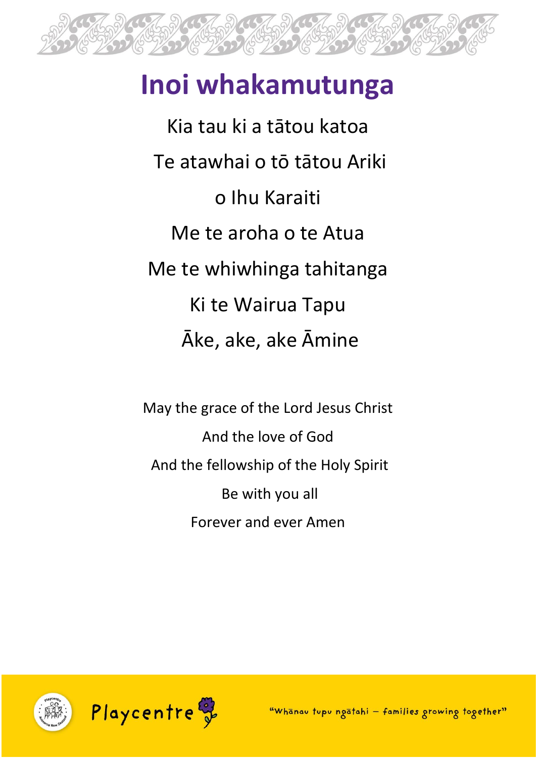# Inoi whakamutunga

Kia tau ki a tātou katoa

Te atawhai o tō tātou Ariki

o Ihu Karaiti

Me te aroha o te Atua

Me te whiwhinga tahitanga

Ki te Wairua Tapu

Āke, ake, ake Āmine

May the grace of the Lord Jesus Christ

And the love of God

And the fellowship of the Holy Spirit

Be with you all

Forever and ever Amen

Playcentre

"Whānau tupu ngātahi – families growing together"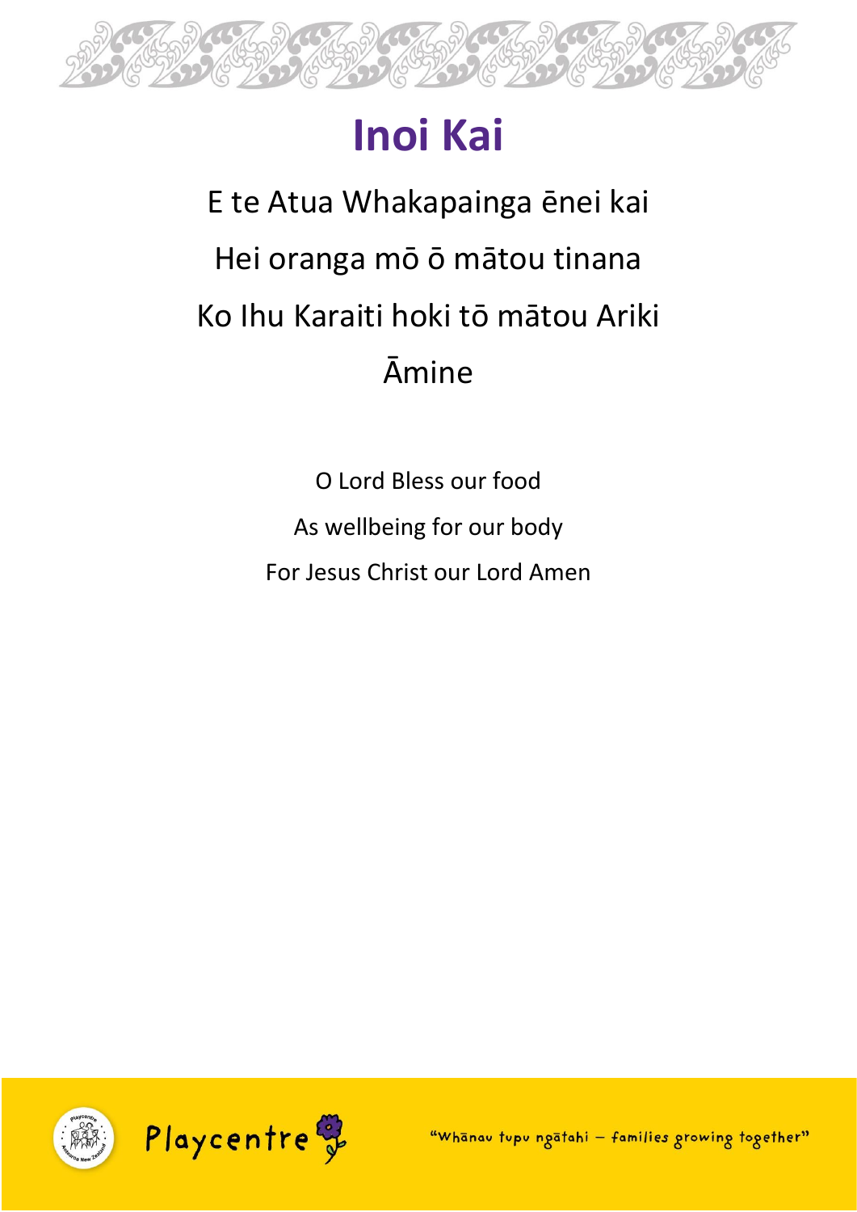# Inoi Kai

E te Atua Whakapainga ēnei kai

Hei oranga mō ō mātou tinana

Ko Ihu Karaiti hoki tō mātou Ariki

Āmine

O Lord Bless our food

As wellbeing for our body

For Jesus Christ our Lord Amen

Playcentre

"Whānau tupu ngātahi – families growing together"